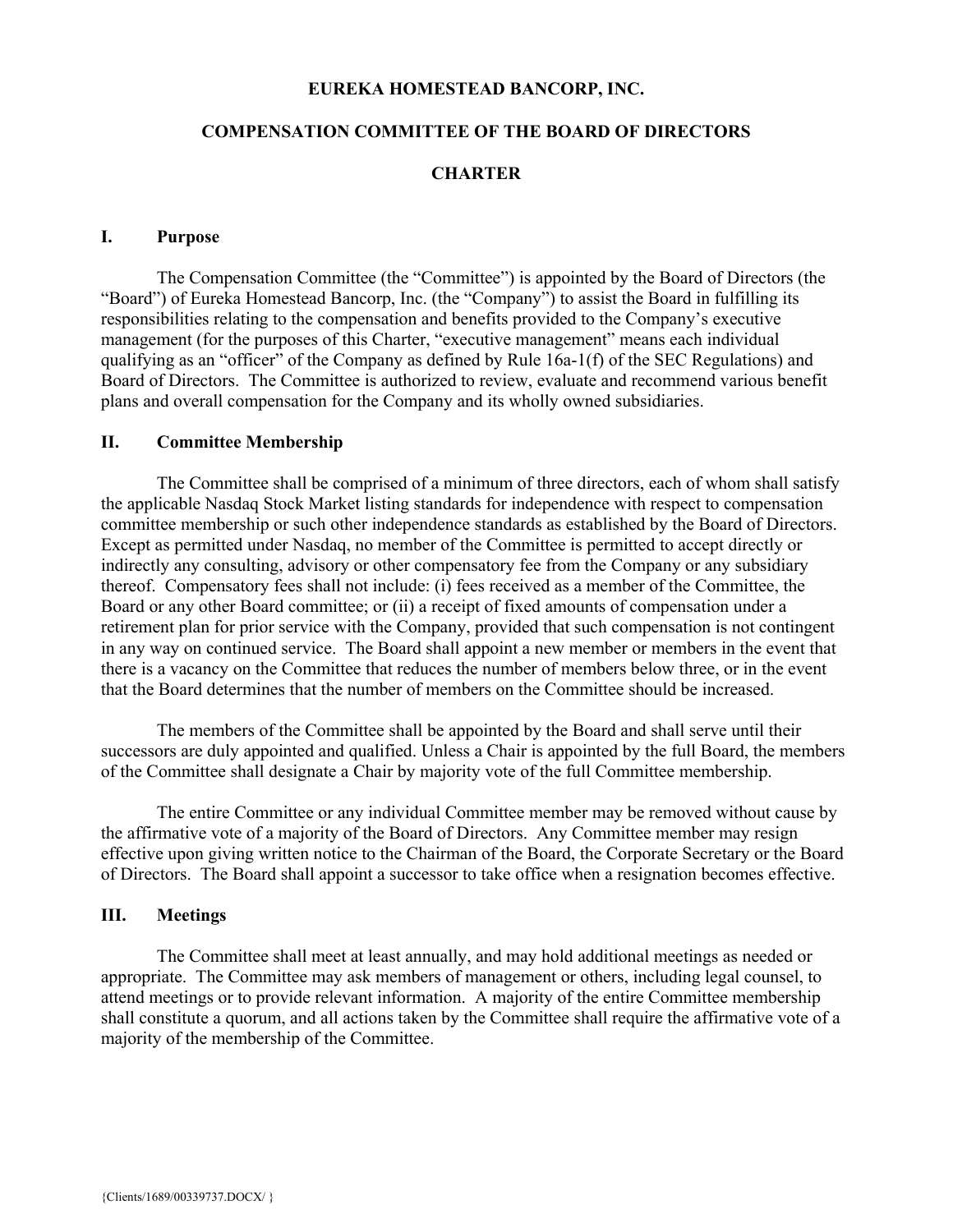# EUREKA HOMESTEAD BANCORP, INC.

## COMPENSATION COMMITTEE OF THE BOARD OF DIRECTORS

## CHARTER

### I. Purpose

The Compensation Committee (the "Committee") is appointed by the Board of Directors (the "Board") of Eureka Homestead Bancorp, Inc. (the "Company") to assist the Board in fulfilling its responsibilities relating to the compensation and benefits provided to the Company's executive management (for the purposes of this Charter, "executive management" means each individual qualifying as an "officer" of the Company as defined by Rule 16a-1(f) of the SEC Regulations) and Board of Directors. The Committee is authorized to review, evaluate and recommend various benefit plans and overall compensation for the Company and its wholly owned subsidiaries.

### II. Committee Membership

The Committee shall be comprised of a minimum of three directors, each of whom shall satisfy the applicable Nasdaq Stock Market listing standards for independence with respect to compensation committee membership or such other independence standards as established by the Board of Directors. Except as permitted under Nasdaq, no member of the Committee is permitted to accept directly or indirectly any consulting, advisory or other compensatory fee from the Company or any subsidiary thereof. Compensatory fees shall not include: (i) fees received as a member of the Committee, the Board or any other Board committee; or (ii) a receipt of fixed amounts of compensation under a retirement plan for prior service with the Company, provided that such compensation is not contingent in any way on continued service. The Board shall appoint a new member or members in the event that there is a vacancy on the Committee that reduces the number of members below three, or in the event that the Board determines that the number of members on the Committee should be increased.

The members of the Committee shall be appointed by the Board and shall serve until their successors are duly appointed and qualified. Unless a Chair is appointed by the full Board, the members of the Committee shall designate a Chair by majority vote of the full Committee membership.

The entire Committee or any individual Committee member may be removed without cause by the affirmative vote of a majority of the Board of Directors. Any Committee member may resign effective upon giving written notice to the Chairman of the Board, the Corporate Secretary or the Board of Directors. The Board shall appoint a successor to take office when a resignation becomes effective.

### III. Meetings

The Committee shall meet at least annually, and may hold additional meetings as needed or appropriate. The Committee may ask members of management or others, including legal counsel, to attend meetings or to provide relevant information. A majority of the entire Committee membership shall constitute a quorum, and all actions taken by the Committee shall require the affirmative vote of a majority of the membership of the Committee.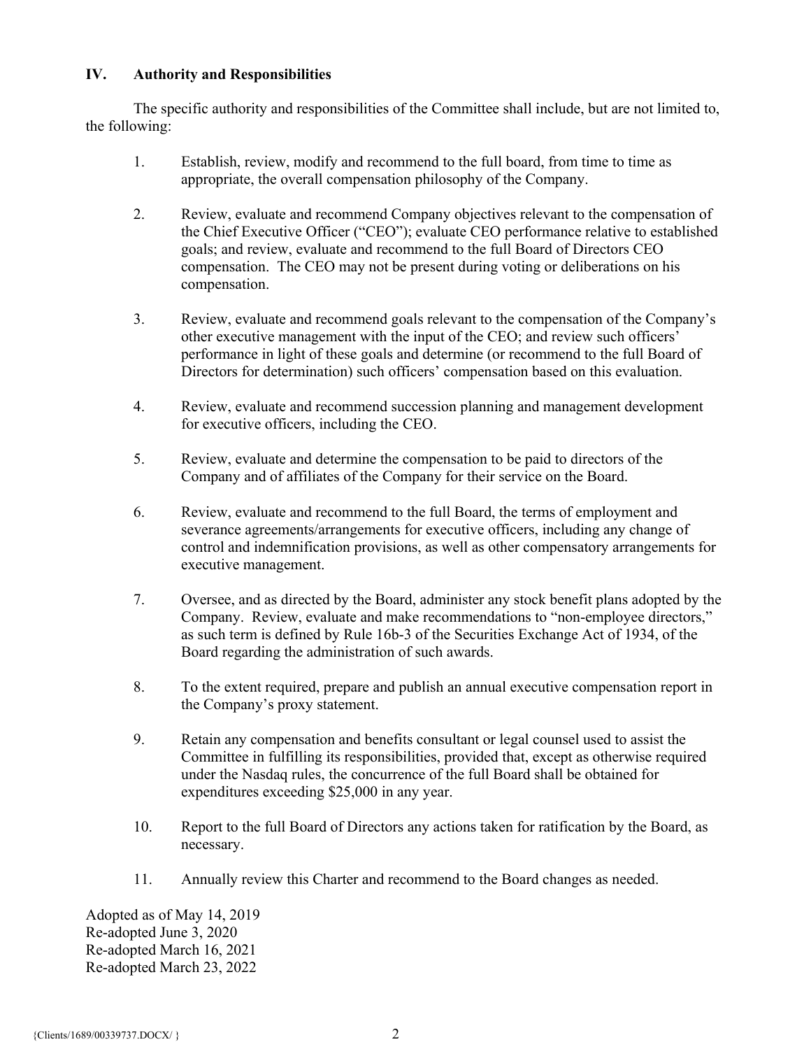## IV. Authority and Responsibilities

The specific authority and responsibilities of the Committee shall include, but are not limited to, the following:

1. Establish, review, modify and recommend to the full board, from time to time as appropriate, the overall compensation philosophy of the Company.

2. Review, evaluate and recommend Company objectives relevant to the compensation of the Chief Executive Officer ("CEO"); evaluate CEO performance relative to established goals; and review, evaluate and recommend to the full Board of Directors CEO compensation. The CEO may not be present during voting or deliberations on his compensation.

3. Review, evaluate and recommend goals relevant to the compensation of the Company's other executive management with the input of the CEO; and review such officers' performance in light of these goals and determine (or recommend to the full Board of Directors for determination) such officers' compensation based on this evaluation.

4. Review, evaluate and recommend succession planning and management development for executive officers, including the CEO.

5. Review, evaluate and determine the compensation to be paid to directors of the Company and of affiliates of the Company for their service on the Board.

6. Review, evaluate and recommend to the full Board, the terms of employment and severance agreements/arrangements for executive officers, including any change of control and indemnification provisions, as well as other compensatory arrangements for executive management.

7. Oversee, and as directed by the Board, administer any stock benefit plans adopted by the Company. Review, evaluate and make recommendations to "non-employee directors," as such term is defined by Rule 16b-3 of the Securities Exchange Act of 1934, of the Board regarding the administration of such awards.

8. To the extent required, prepare and publish an annual executive compensation report in the Company's proxy statement.

9. Retain any compensation and benefits consultant or legal counsel used to assist the Committee in fulfilling its responsibilities, provided that, except as otherwise required under the Nasdaq rules, the concurrence of the full Board shall be obtained for expenditures exceeding $25,000 in any year.

10. Report to the full Board of Directors any actions taken for ratification by the Board, as necessary.

11. Annually review this Charter and recommend to the Board changes as needed.

Adopted as of May 14, 2019
Re-adopted June 3, 2020
Re-adopted March 16, 2021
Re-adopted March 23, 2022

{Clients/1689/00339737.DOCX/ }